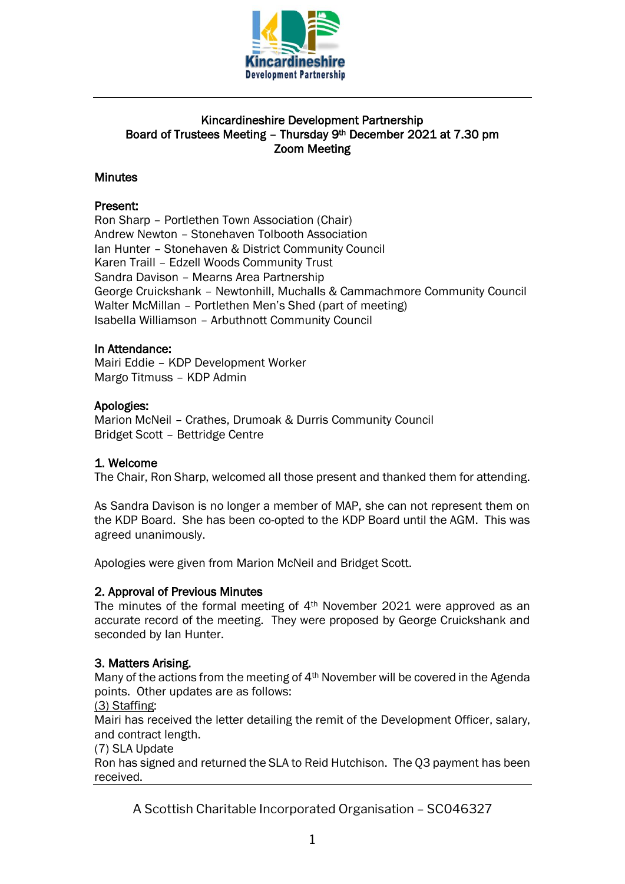Kincardineshire Development Partnership
Board of Trustees Meeting – Thursday 9th December 2021 at 7.30 pm
Zoom Meeting

## Minutes

**Present:**
Ron Sharp – Portlethen Town Association (Chair)
Andrew Newton – Stonehaven Tolbooth Association
Ian Hunter – Stonehaven & District Community Council
Karen Traill – Edzell Woods Community Trust
Sandra Davison – Mearns Area Partnership
George Cruickshank – Newtonhill, Muchalls & Cammachmore Community Council
Walter McMillan – Portlethen Men's Shed (part of meeting)
Isabella Williamson – Arbuthnott Community Council

**In Attendance:**
Mairi Eddie – KDP Development Worker
Margo Titmuss – KDP Admin

**Apologies:**
Marion McNeil – Crathes, Drumoak & Durris Community Council
Bridget Scott – Bettridge Centre

### 1. Welcome

The Chair, Ron Sharp, welcomed all those present and thanked them for attending.

As Sandra Davison is no longer a member of MAP, she can not represent them on the KDP Board. She has been co-opted to the KDP Board until the AGM. This was agreed unanimously.

Apologies were given from Marion McNeil and Bridget Scott.

### 2. Approval of Previous Minutes

The minutes of the formal meeting of 4th November 2021 were approved as an accurate record of the meeting. They were proposed by George Cruickshank and seconded by Ian Hunter.

### 3. Matters Arising.

Many of the actions from the meeting of 4th November will be covered in the Agenda points. Other updates are as follows:

(3) Staffing:
Mairi has received the letter detailing the remit of the Development Officer, salary, and contract length.

(7) SLA Update
Ron has signed and returned the SLA to Reid Hutchison. The Q3 payment has been received.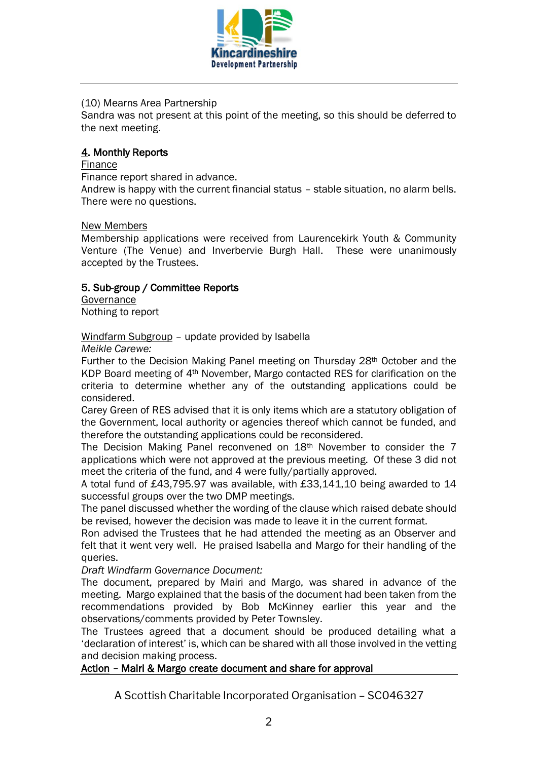(10) Mearns Area Partnership
Sandra was not present at this point of the meeting, so this should be deferred to the next meeting.

**4. Monthly Reports**

Finance

Finance report shared in advance.
Andrew is happy with the current financial status – stable situation, no alarm bells. There were no questions.

New Members

Membership applications were received from Laurencekirk Youth & Community Venture (The Venue) and Inverbervie Burgh Hall. These were unanimously accepted by the Trustees.

**5. Sub-group / Committee Reports**

Governance

Nothing to report

Windfarm Subgroup – update provided by Isabella

*Meikle Carewe:*

Further to the Decision Making Panel meeting on Thursday 28th October and the KDP Board meeting of 4th November, Margo contacted RES for clarification on the criteria to determine whether any of the outstanding applications could be considered.
Carey Green of RES advised that it is only items which are a statutory obligation of the Government, local authority or agencies thereof which cannot be funded, and therefore the outstanding applications could be reconsidered.
The Decision Making Panel reconvened on 18th November to consider the 7 applications which were not approved at the previous meeting. Of these 3 did not meet the criteria of the fund, and 4 were fully/partially approved.
A total fund of £43,795.97 was available, with £33,141,10 being awarded to 14 successful groups over the two DMP meetings.
The panel discussed whether the wording of the clause which raised debate should be revised, however the decision was made to leave it in the current format.
Ron advised the Trustees that he had attended the meeting as an Observer and felt that it went very well. He praised Isabella and Margo for their handling of the queries.

*Draft Windfarm Governance Document:*

The document, prepared by Mairi and Margo, was shared in advance of the meeting. Margo explained that the basis of the document had been taken from the recommendations provided by Bob McKinney earlier this year and the observations/comments provided by Peter Townsley.
The Trustees agreed that a document should be produced detailing what a 'declaration of interest' is, which can be shared with all those involved in the vetting and decision making process.

**Action – Mairi & Margo create document and share for approval**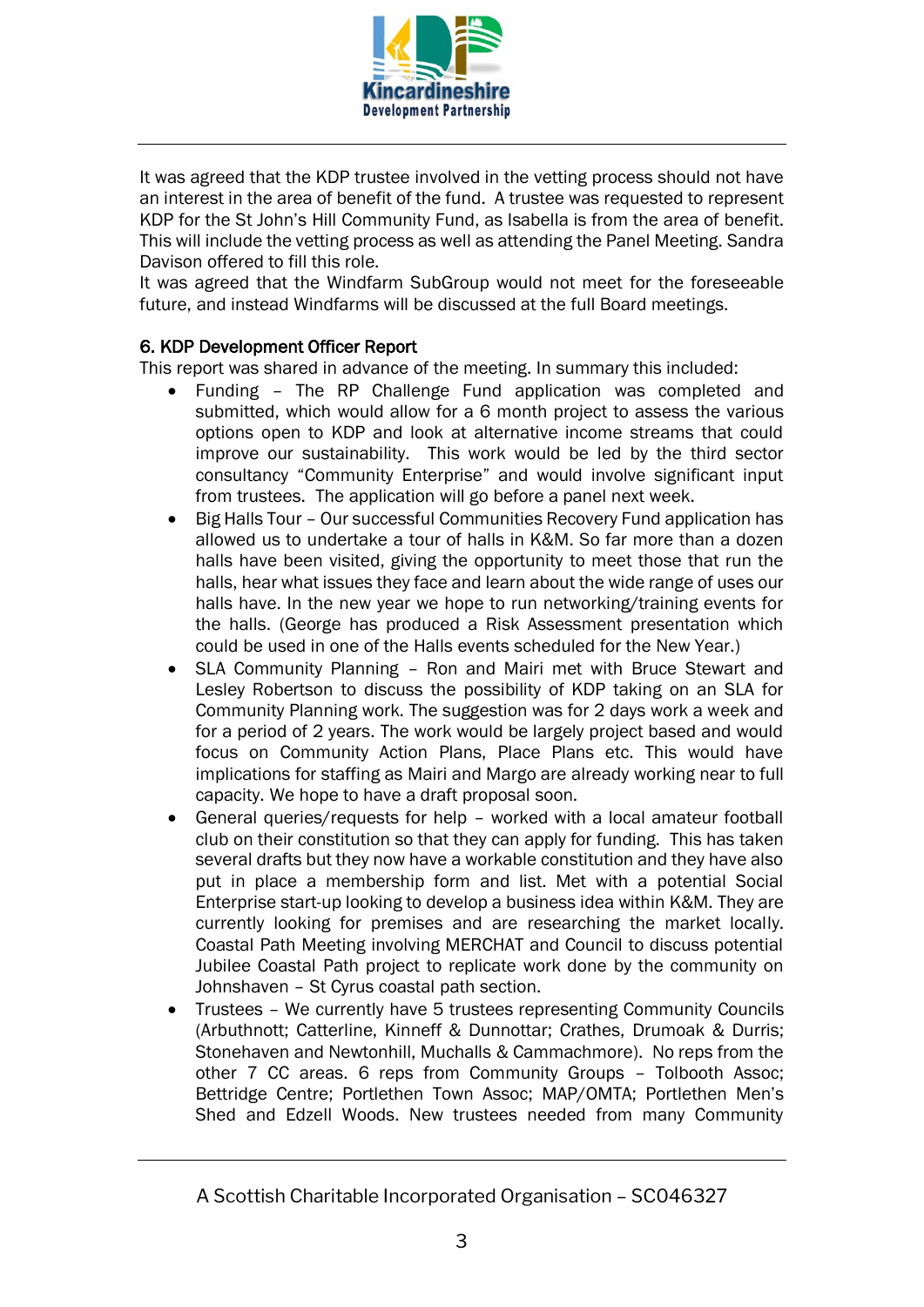It was agreed that the KDP trustee involved in the vetting process should not have an interest in the area of benefit of the fund. A trustee was requested to represent KDP for the St John's Hill Community Fund, as Isabella is from the area of benefit. This will include the vetting process as well as attending the Panel Meeting. Sandra Davison offered to fill this role.
It was agreed that the Windfarm SubGroup would not meet for the foreseeable future, and instead Windfarms will be discussed at the full Board meetings.

### 6. KDP Development Officer Report

This report was shared in advance of the meeting. In summary this included:

- Funding – The RP Challenge Fund application was completed and submitted, which would allow for a 6 month project to assess the various options open to KDP and look at alternative income streams that could improve our sustainability. This work would be led by the third sector consultancy "Community Enterprise" and would involve significant input from trustees. The application will go before a panel next week.
- Big Halls Tour – Our successful Communities Recovery Fund application has allowed us to undertake a tour of halls in K&M. So far more than a dozen halls have been visited, giving the opportunity to meet those that run the halls, hear what issues they face and learn about the wide range of uses our halls have. In the new year we hope to run networking/training events for the halls. (George has produced a Risk Assessment presentation which could be used in one of the Halls events scheduled for the New Year.)
- SLA Community Planning – Ron and Mairi met with Bruce Stewart and Lesley Robertson to discuss the possibility of KDP taking on an SLA for Community Planning work. The suggestion was for 2 days work a week and for a period of 2 years. The work would be largely project based and would focus on Community Action Plans, Place Plans etc. This would have implications for staffing as Mairi and Margo are already working near to full capacity. We hope to have a draft proposal soon.
- General queries/requests for help – worked with a local amateur football club on their constitution so that they can apply for funding. This has taken several drafts but they now have a workable constitution and they have also put in place a membership form and list. Met with a potential Social Enterprise start-up looking to develop a business idea within K&M. They are currently looking for premises and are researching the market locally. Coastal Path Meeting involving MERCHAT and Council to discuss potential Jubilee Coastal Path project to replicate work done by the community on Johnshaven – St Cyrus coastal path section.
- Trustees – We currently have 5 trustees representing Community Councils (Arbuthnott; Catterline, Kinneff & Dunnottar; Crathes, Drumoak & Durris; Stonehaven and Newtonhill, Muchalls & Cammachmore). No reps from the other 7 CC areas. 6 reps from Community Groups – Tolbooth Assoc; Bettridge Centre; Portlethen Town Assoc; MAP/OMTA; Portlethen Men's Shed and Edzell Woods. New trustees needed from many Community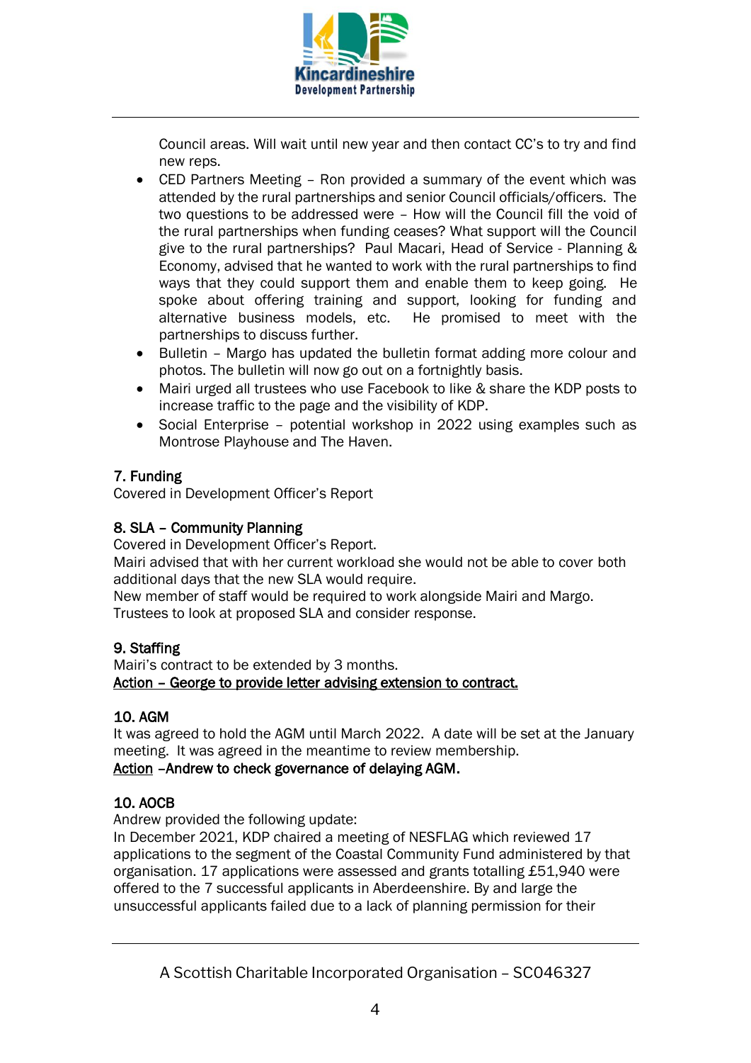Council areas. Will wait until new year and then contact CC's to try and find new reps.

- CED Partners Meeting – Ron provided a summary of the event which was attended by the rural partnerships and senior Council officials/officers. The two questions to be addressed were – How will the Council fill the void of the rural partnerships when funding ceases? What support will the Council give to the rural partnerships? Paul Macari, Head of Service - Planning & Economy, advised that he wanted to work with the rural partnerships to find ways that they could support them and enable them to keep going. He spoke about offering training and support, looking for funding and alternative business models, etc. He promised to meet with the partnerships to discuss further.
- Bulletin – Margo has updated the bulletin format adding more colour and photos. The bulletin will now go out on a fortnightly basis.
- Mairi urged all trustees who use Facebook to like & share the KDP posts to increase traffic to the page and the visibility of KDP.
- Social Enterprise – potential workshop in 2022 using examples such as Montrose Playhouse and The Haven.

**7. Funding**
Covered in Development Officer's Report

**8. SLA – Community Planning**
Covered in Development Officer's Report.
Mairi advised that with her current workload she would not be able to cover both additional days that the new SLA would require.
New member of staff would be required to work alongside Mairi and Margo.
Trustees to look at proposed SLA and consider response.

**9. Staffing**
Mairi's contract to be extended by 3 months.
<u>Action – George to provide letter advising extension to contract.</u>

**10. AGM**
It was agreed to hold the AGM until March 2022. A date will be set at the January meeting. It was agreed in the meantime to review membership.
<u>Action</u> –**Andrew to check governance of delaying AGM.**

**10. AOCB**
Andrew provided the following update:
In December 2021, KDP chaired a meeting of NESFLAG which reviewed 17 applications to the segment of the Coastal Community Fund administered by that organisation. 17 applications were assessed and grants totalling £51,940 were offered to the 7 successful applicants in Aberdeenshire. By and large the unsuccessful applicants failed due to a lack of planning permission for their

A Scottish Charitable Incorporated Organisation – SC046327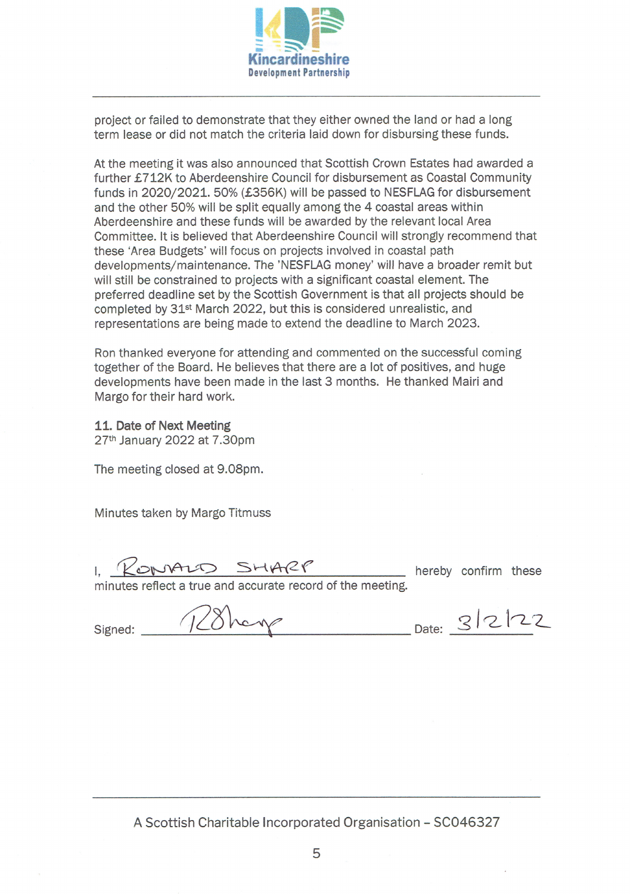project or failed to demonstrate that they either owned the land or had a long term lease or did not match the criteria laid down for disbursing these funds.

At the meeting it was also announced that Scottish Crown Estates had awarded a further £712K to Aberdeenshire Council for disbursement as Coastal Community funds in 2020/2021. 50% (£356K) will be passed to NESFLAG for disbursement and the other 50% will be split equally among the 4 coastal areas within Aberdeenshire and these funds will be awarded by the relevant local Area Committee. It is believed that Aberdeenshire Council will strongly recommend that these 'Area Budgets' will focus on projects involved in coastal path developments/maintenance. The 'NESFLAG money' will have a broader remit but will still be constrained to projects with a significant coastal element. The preferred deadline set by the Scottish Government is that all projects should be completed by 31st March 2022, but this is considered unrealistic, and representations are being made to extend the deadline to March 2023.

Ron thanked everyone for attending and commented on the successful coming together of the Board. He believes that there are a lot of positives, and huge developments have been made in the last 3 months. He thanked Mairi and Margo for their hard work.

**11. Date of Next Meeting**
27th January 2022 at 7.30pm

The meeting closed at 9.08pm.

Minutes taken by Margo Titmuss

I, RONALD SHARP hereby confirm these minutes reflect a true and accurate record of the meeting.

Signed: R Sharp Date: 3/2/22

A Scottish Charitable Incorporated Organisation – SC046327